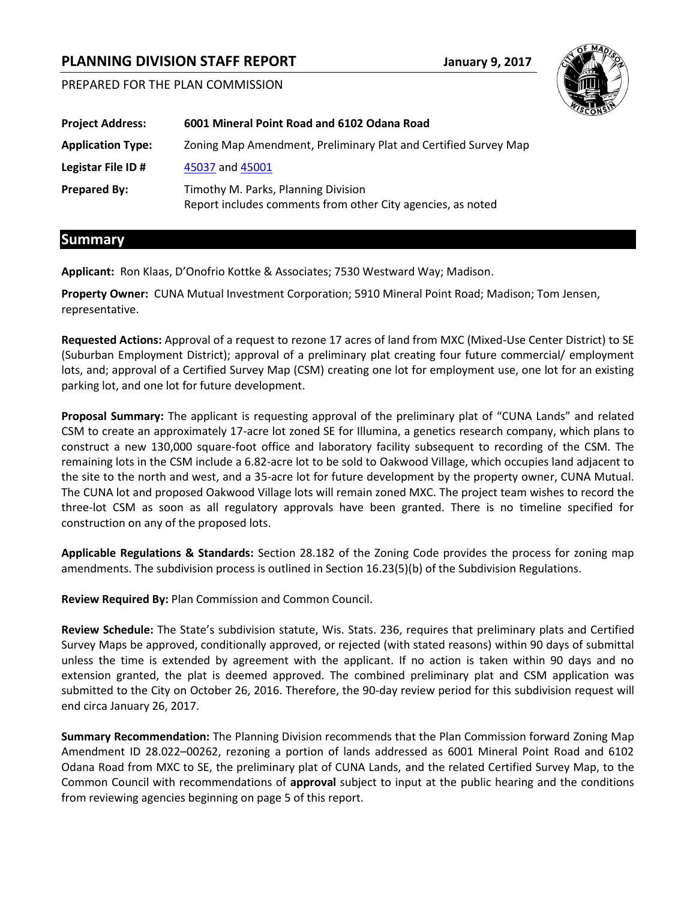# PLANNING DIVISION STAFF REPORT

**January 9, 2017**

PREPARED FOR THE PLAN COMMISSION

| | |
|---|---|
| **Project Address:** | **6001 Mineral Point Road and 6102 Odana Road** |
| **Application Type:** | Zoning Map Amendment, Preliminary Plat and Certified Survey Map |
| **Legistar File ID #** | 45037 and 45001 |
| **Prepared By:** | Timothy M. Parks, Planning Division<br>Report includes comments from other City agencies, as noted |

## Summary

**Applicant:** Ron Klaas, D'Onofrio Kottke & Associates; 7530 Westward Way; Madison.

**Property Owner:** CUNA Mutual Investment Corporation; 5910 Mineral Point Road; Madison; Tom Jensen, representative.

**Requested Actions:** Approval of a request to rezone 17 acres of land from MXC (Mixed-Use Center District) to SE (Suburban Employment District); approval of a preliminary plat creating four future commercial/ employment lots, and; approval of a Certified Survey Map (CSM) creating one lot for employment use, one lot for an existing parking lot, and one lot for future development.

**Proposal Summary:** The applicant is requesting approval of the preliminary plat of "CUNA Lands" and related CSM to create an approximately 17-acre lot zoned SE for Illumina, a genetics research company, which plans to construct a new 130,000 square-foot office and laboratory facility subsequent to recording of the CSM. The remaining lots in the CSM include a 6.82-acre lot to be sold to Oakwood Village, which occupies land adjacent to the site to the north and west, and a 35-acre lot for future development by the property owner, CUNA Mutual. The CUNA lot and proposed Oakwood Village lots will remain zoned MXC. The project team wishes to record the three-lot CSM as soon as all regulatory approvals have been granted. There is no timeline specified for construction on any of the proposed lots.

**Applicable Regulations & Standards:** Section 28.182 of the Zoning Code provides the process for zoning map amendments. The subdivision process is outlined in Section 16.23(5)(b) of the Subdivision Regulations.

**Review Required By:** Plan Commission and Common Council.

**Review Schedule:** The State's subdivision statute, Wis. Stats. 236, requires that preliminary plats and Certified Survey Maps be approved, conditionally approved, or rejected (with stated reasons) within 90 days of submittal unless the time is extended by agreement with the applicant. If no action is taken within 90 days and no extension granted, the plat is deemed approved. The combined preliminary plat and CSM application was submitted to the City on October 26, 2016. Therefore, the 90-day review period for this subdivision request will end circa January 26, 2017.

**Summary Recommendation:** The Planning Division recommends that the Plan Commission forward Zoning Map Amendment ID 28.022–00262, rezoning a portion of lands addressed as 6001 Mineral Point Road and 6102 Odana Road from MXC to SE, the preliminary plat of CUNA Lands, and the related Certified Survey Map, to the Common Council with recommendations of **approval** subject to input at the public hearing and the conditions from reviewing agencies beginning on page 5 of this report.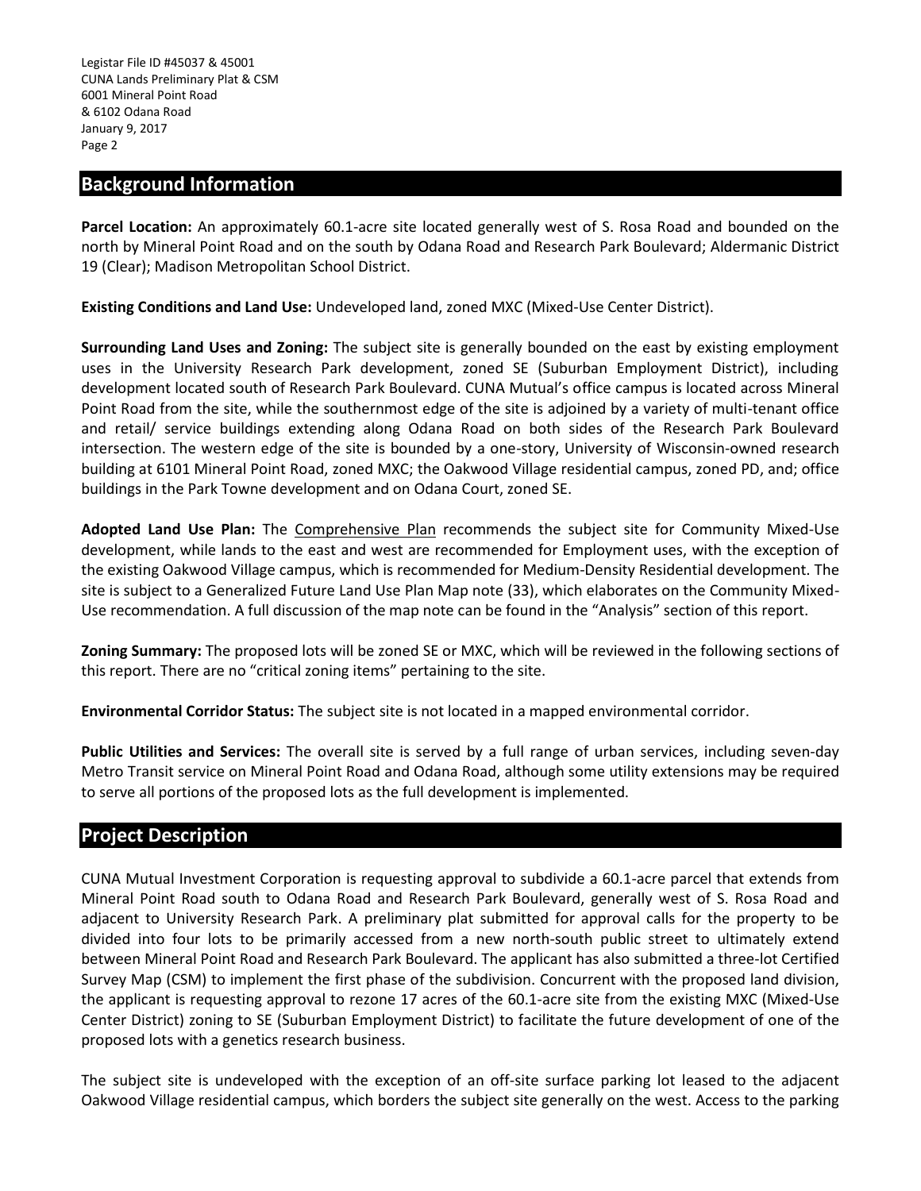## Background Information

**Parcel Location:** An approximately 60.1-acre site located generally west of S. Rosa Road and bounded on the north by Mineral Point Road and on the south by Odana Road and Research Park Boulevard; Aldermanic District 19 (Clear); Madison Metropolitan School District.

**Existing Conditions and Land Use:** Undeveloped land, zoned MXC (Mixed-Use Center District).

**Surrounding Land Uses and Zoning:** The subject site is generally bounded on the east by existing employment uses in the University Research Park development, zoned SE (Suburban Employment District), including development located south of Research Park Boulevard. CUNA Mutual's office campus is located across Mineral Point Road from the site, while the southernmost edge of the site is adjoined by a variety of multi-tenant office and retail/ service buildings extending along Odana Road on both sides of the Research Park Boulevard intersection. The western edge of the site is bounded by a one-story, University of Wisconsin-owned research building at 6101 Mineral Point Road, zoned MXC; the Oakwood Village residential campus, zoned PD, and; office buildings in the Park Towne development and on Odana Court, zoned SE.

**Adopted Land Use Plan:** The Comprehensive Plan recommends the subject site for Community Mixed-Use development, while lands to the east and west are recommended for Employment uses, with the exception of the existing Oakwood Village campus, which is recommended for Medium-Density Residential development. The site is subject to a Generalized Future Land Use Plan Map note (33), which elaborates on the Community Mixed-Use recommendation. A full discussion of the map note can be found in the "Analysis" section of this report.

**Zoning Summary:** The proposed lots will be zoned SE or MXC, which will be reviewed in the following sections of this report. There are no "critical zoning items" pertaining to the site.

**Environmental Corridor Status:** The subject site is not located in a mapped environmental corridor.

**Public Utilities and Services:** The overall site is served by a full range of urban services, including seven-day Metro Transit service on Mineral Point Road and Odana Road, although some utility extensions may be required to serve all portions of the proposed lots as the full development is implemented.

## Project Description

CUNA Mutual Investment Corporation is requesting approval to subdivide a 60.1-acre parcel that extends from Mineral Point Road south to Odana Road and Research Park Boulevard, generally west of S. Rosa Road and adjacent to University Research Park. A preliminary plat submitted for approval calls for the property to be divided into four lots to be primarily accessed from a new north-south public street to ultimately extend between Mineral Point Road and Research Park Boulevard. The applicant has also submitted a three-lot Certified Survey Map (CSM) to implement the first phase of the subdivision. Concurrent with the proposed land division, the applicant is requesting approval to rezone 17 acres of the 60.1-acre site from the existing MXC (Mixed-Use Center District) zoning to SE (Suburban Employment District) to facilitate the future development of one of the proposed lots with a genetics research business.

The subject site is undeveloped with the exception of an off-site surface parking lot leased to the adjacent Oakwood Village residential campus, which borders the subject site generally on the west. Access to the parking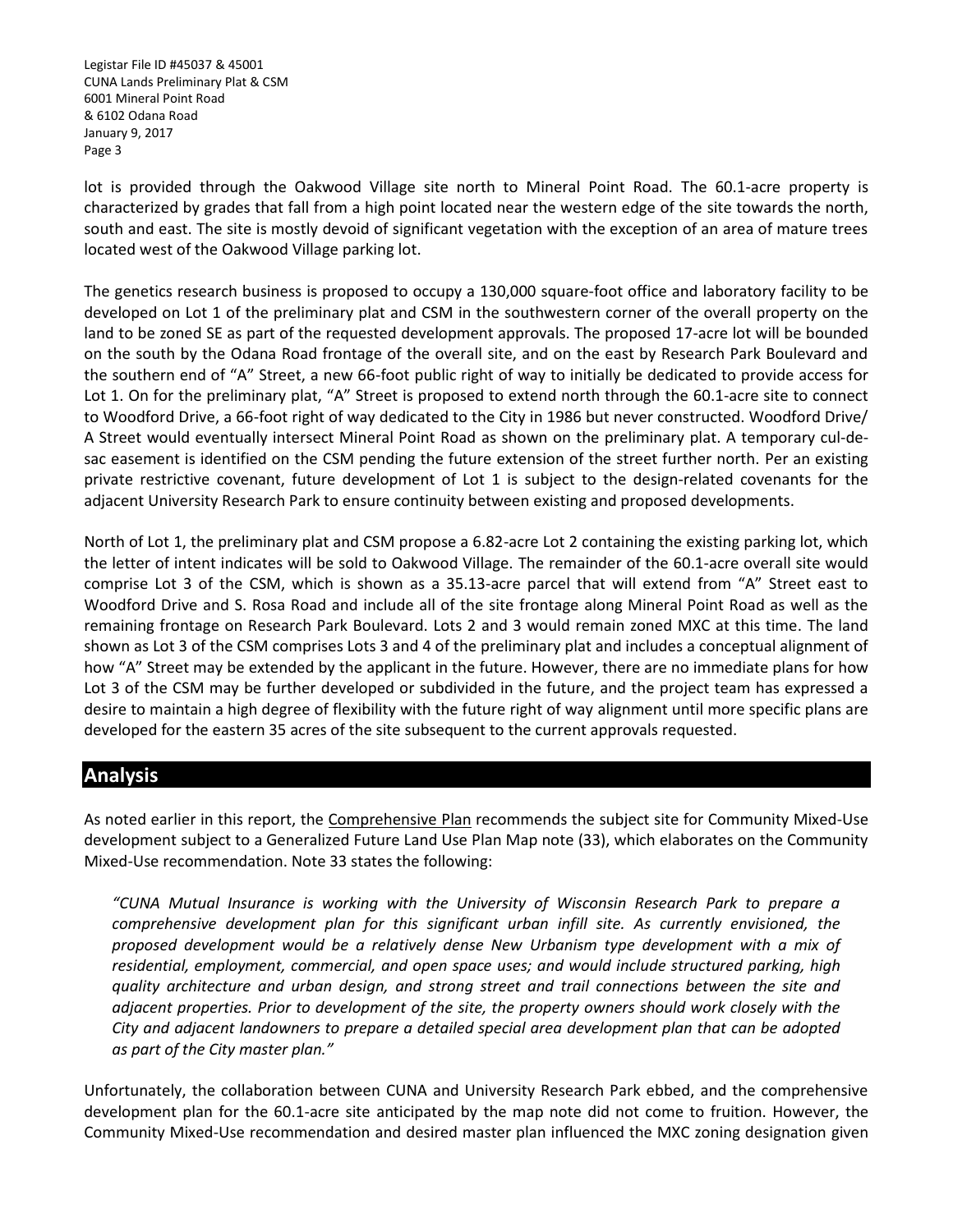lot is provided through the Oakwood Village site north to Mineral Point Road. The 60.1-acre property is characterized by grades that fall from a high point located near the western edge of the site towards the north, south and east. The site is mostly devoid of significant vegetation with the exception of an area of mature trees located west of the Oakwood Village parking lot.

The genetics research business is proposed to occupy a 130,000 square-foot office and laboratory facility to be developed on Lot 1 of the preliminary plat and CSM in the southwestern corner of the overall property on the land to be zoned SE as part of the requested development approvals. The proposed 17-acre lot will be bounded on the south by the Odana Road frontage of the overall site, and on the east by Research Park Boulevard and the southern end of "A" Street, a new 66-foot public right of way to initially be dedicated to provide access for Lot 1. On for the preliminary plat, "A" Street is proposed to extend north through the 60.1-acre site to connect to Woodford Drive, a 66-foot right of way dedicated to the City in 1986 but never constructed. Woodford Drive/ A Street would eventually intersect Mineral Point Road as shown on the preliminary plat. A temporary cul-de-sac easement is identified on the CSM pending the future extension of the street further north. Per an existing private restrictive covenant, future development of Lot 1 is subject to the design-related covenants for the adjacent University Research Park to ensure continuity between existing and proposed developments.

North of Lot 1, the preliminary plat and CSM propose a 6.82-acre Lot 2 containing the existing parking lot, which the letter of intent indicates will be sold to Oakwood Village. The remainder of the 60.1-acre overall site would comprise Lot 3 of the CSM, which is shown as a 35.13-acre parcel that will extend from "A" Street east to Woodford Drive and S. Rosa Road and include all of the site frontage along Mineral Point Road as well as the remaining frontage on Research Park Boulevard. Lots 2 and 3 would remain zoned MXC at this time. The land shown as Lot 3 of the CSM comprises Lots 3 and 4 of the preliminary plat and includes a conceptual alignment of how "A" Street may be extended by the applicant in the future. However, there are no immediate plans for how Lot 3 of the CSM may be further developed or subdivided in the future, and the project team has expressed a desire to maintain a high degree of flexibility with the future right of way alignment until more specific plans are developed for the eastern 35 acres of the site subsequent to the current approvals requested.

## Analysis

As noted earlier in this report, the Comprehensive Plan recommends the subject site for Community Mixed-Use development subject to a Generalized Future Land Use Plan Map note (33), which elaborates on the Community Mixed-Use recommendation. Note 33 states the following:

> *"CUNA Mutual Insurance is working with the University of Wisconsin Research Park to prepare a comprehensive development plan for this significant urban infill site. As currently envisioned, the proposed development would be a relatively dense New Urbanism type development with a mix of residential, employment, commercial, and open space uses; and would include structured parking, high quality architecture and urban design, and strong street and trail connections between the site and adjacent properties. Prior to development of the site, the property owners should work closely with the City and adjacent landowners to prepare a detailed special area development plan that can be adopted as part of the City master plan."*

Unfortunately, the collaboration between CUNA and University Research Park ebbed, and the comprehensive development plan for the 60.1-acre site anticipated by the map note did not come to fruition. However, the Community Mixed-Use recommendation and desired master plan influenced the MXC zoning designation given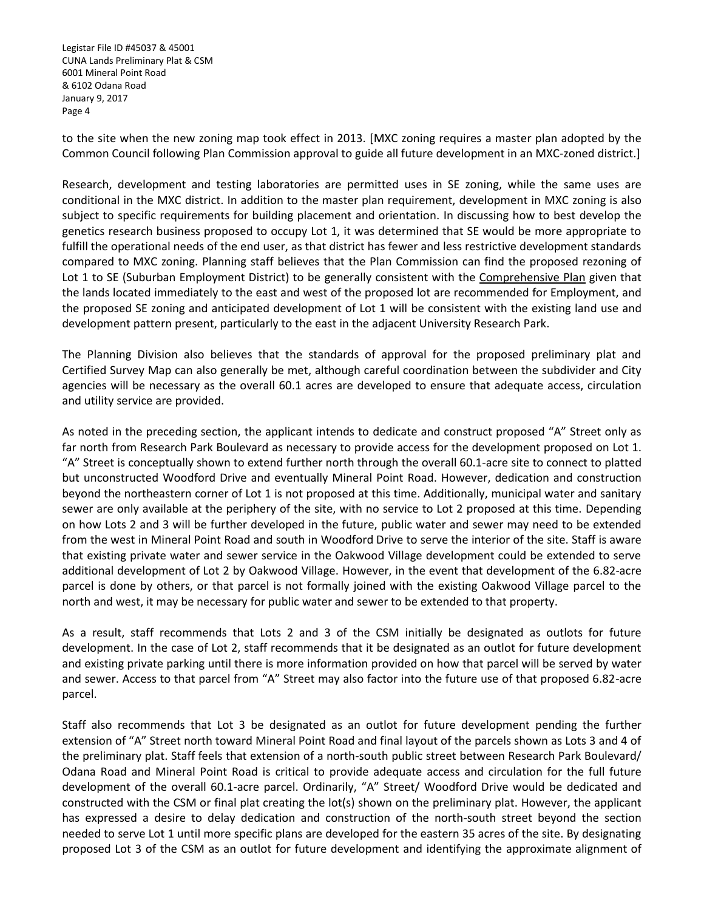to the site when the new zoning map took effect in 2013. [MXC zoning requires a master plan adopted by the Common Council following Plan Commission approval to guide all future development in an MXC-zoned district.]

Research, development and testing laboratories are permitted uses in SE zoning, while the same uses are conditional in the MXC district. In addition to the master plan requirement, development in MXC zoning is also subject to specific requirements for building placement and orientation. In discussing how to best develop the genetics research business proposed to occupy Lot 1, it was determined that SE would be more appropriate to fulfill the operational needs of the end user, as that district has fewer and less restrictive development standards compared to MXC zoning. Planning staff believes that the Plan Commission can find the proposed rezoning of Lot 1 to SE (Suburban Employment District) to be generally consistent with the Comprehensive Plan given that the lands located immediately to the east and west of the proposed lot are recommended for Employment, and the proposed SE zoning and anticipated development of Lot 1 will be consistent with the existing land use and development pattern present, particularly to the east in the adjacent University Research Park.

The Planning Division also believes that the standards of approval for the proposed preliminary plat and Certified Survey Map can also generally be met, although careful coordination between the subdivider and City agencies will be necessary as the overall 60.1 acres are developed to ensure that adequate access, circulation and utility service are provided.

As noted in the preceding section, the applicant intends to dedicate and construct proposed "A" Street only as far north from Research Park Boulevard as necessary to provide access for the development proposed on Lot 1. "A" Street is conceptually shown to extend further north through the overall 60.1-acre site to connect to platted but unconstructed Woodford Drive and eventually Mineral Point Road. However, dedication and construction beyond the northeastern corner of Lot 1 is not proposed at this time. Additionally, municipal water and sanitary sewer are only available at the periphery of the site, with no service to Lot 2 proposed at this time. Depending on how Lots 2 and 3 will be further developed in the future, public water and sewer may need to be extended from the west in Mineral Point Road and south in Woodford Drive to serve the interior of the site. Staff is aware that existing private water and sewer service in the Oakwood Village development could be extended to serve additional development of Lot 2 by Oakwood Village. However, in the event that development of the 6.82-acre parcel is done by others, or that parcel is not formally joined with the existing Oakwood Village parcel to the north and west, it may be necessary for public water and sewer to be extended to that property.

As a result, staff recommends that Lots 2 and 3 of the CSM initially be designated as outlots for future development. In the case of Lot 2, staff recommends that it be designated as an outlot for future development and existing private parking until there is more information provided on how that parcel will be served by water and sewer. Access to that parcel from "A" Street may also factor into the future use of that proposed 6.82-acre parcel.

Staff also recommends that Lot 3 be designated as an outlot for future development pending the further extension of "A" Street north toward Mineral Point Road and final layout of the parcels shown as Lots 3 and 4 of the preliminary plat. Staff feels that extension of a north-south public street between Research Park Boulevard/ Odana Road and Mineral Point Road is critical to provide adequate access and circulation for the full future development of the overall 60.1-acre parcel. Ordinarily, "A" Street/ Woodford Drive would be dedicated and constructed with the CSM or final plat creating the lot(s) shown on the preliminary plat. However, the applicant has expressed a desire to delay dedication and construction of the north-south street beyond the section needed to serve Lot 1 until more specific plans are developed for the eastern 35 acres of the site. By designating proposed Lot 3 of the CSM as an outlot for future development and identifying the approximate alignment of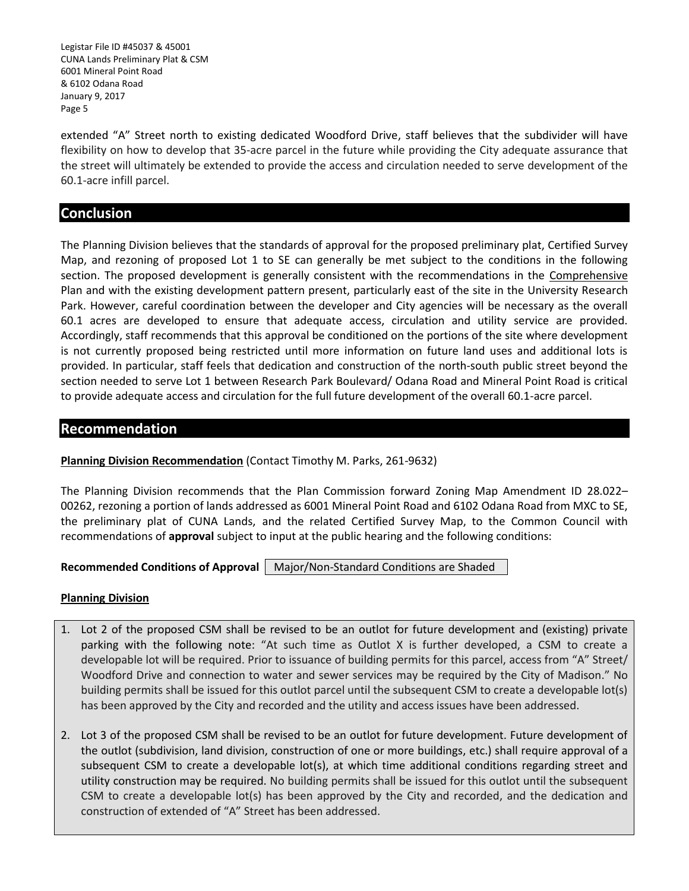extended "A" Street north to existing dedicated Woodford Drive, staff believes that the subdivider will have flexibility on how to develop that 35-acre parcel in the future while providing the City adequate assurance that the street will ultimately be extended to provide the access and circulation needed to serve development of the 60.1-acre infill parcel.

## Conclusion

The Planning Division believes that the standards of approval for the proposed preliminary plat, Certified Survey Map, and rezoning of proposed Lot 1 to SE can generally be met subject to the conditions in the following section. The proposed development is generally consistent with the recommendations in the Comprehensive Plan and with the existing development pattern present, particularly east of the site in the University Research Park. However, careful coordination between the developer and City agencies will be necessary as the overall 60.1 acres are developed to ensure that adequate access, circulation and utility service are provided. Accordingly, staff recommends that this approval be conditioned on the portions of the site where development is not currently proposed being restricted until more information on future land uses and additional lots is provided. In particular, staff feels that dedication and construction of the north-south public street beyond the section needed to serve Lot 1 between Research Park Boulevard/ Odana Road and Mineral Point Road is critical to provide adequate access and circulation for the full future development of the overall 60.1-acre parcel.

## Recommendation

**Planning Division Recommendation** (Contact Timothy M. Parks, 261-9632)

The Planning Division recommends that the Plan Commission forward Zoning Map Amendment ID 28.022–00262, rezoning a portion of lands addressed as 6001 Mineral Point Road and 6102 Odana Road from MXC to SE, the preliminary plat of CUNA Lands, and the related Certified Survey Map, to the Common Council with recommendations of **approval** subject to input at the public hearing and the following conditions:

**Recommended Conditions of Approval** | Major/Non-Standard Conditions are Shaded

**Planning Division**

1. Lot 2 of the proposed CSM shall be revised to be an outlot for future development and (existing) private parking with the following note: "At such time as Outlot X is further developed, a CSM to create a developable lot will be required. Prior to issuance of building permits for this parcel, access from "A" Street/ Woodford Drive and connection to water and sewer services may be required by the City of Madison." No building permits shall be issued for this outlot parcel until the subsequent CSM to create a developable lot(s) has been approved by the City and recorded and the utility and access issues have been addressed.

2. Lot 3 of the proposed CSM shall be revised to be an outlot for future development. Future development of the outlot (subdivision, land division, construction of one or more buildings, etc.) shall require approval of a subsequent CSM to create a developable lot(s), at which time additional conditions regarding street and utility construction may be required. No building permits shall be issued for this outlot until the subsequent CSM to create a developable lot(s) has been approved by the City and recorded, and the dedication and construction of extended of "A" Street has been addressed.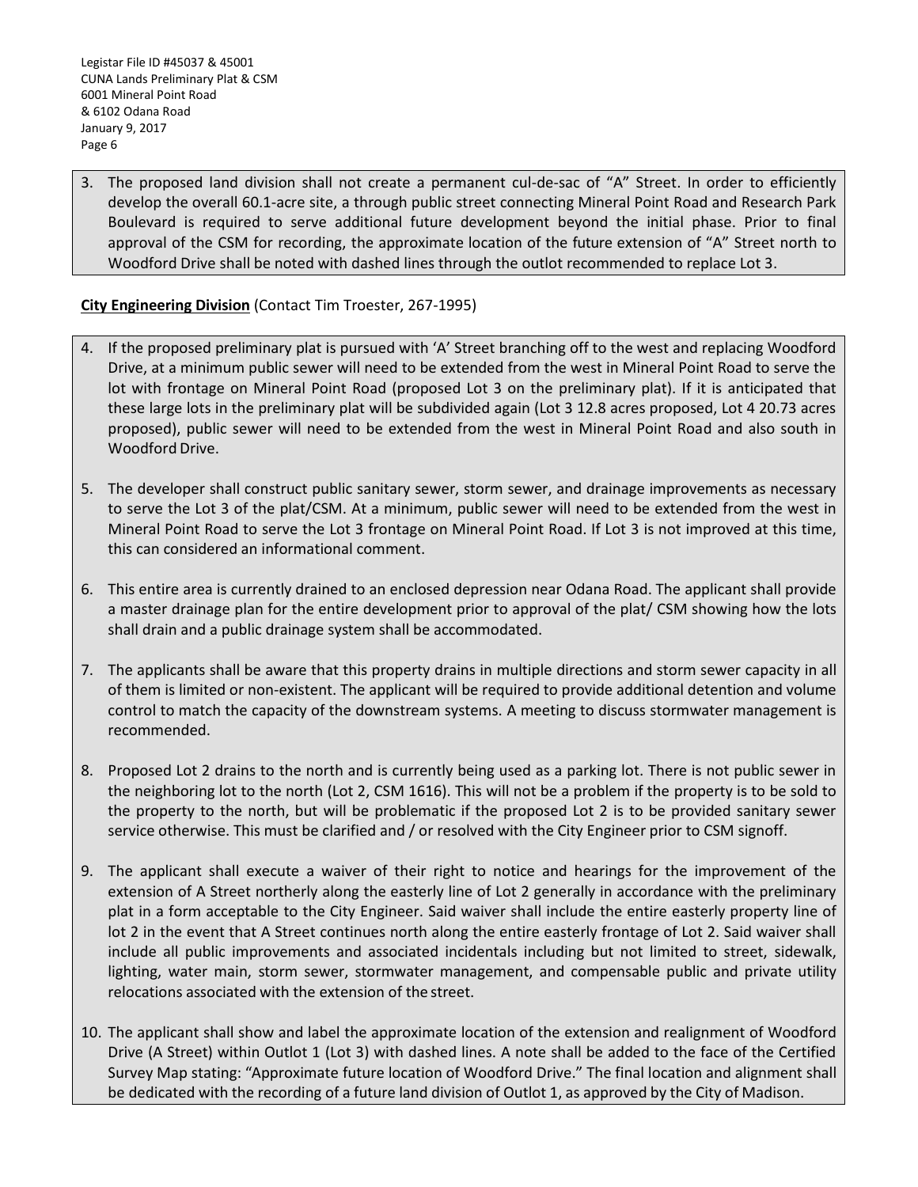3. The proposed land division shall not create a permanent cul-de-sac of "A" Street. In order to efficiently develop the overall 60.1-acre site, a through public street connecting Mineral Point Road and Research Park Boulevard is required to serve additional future development beyond the initial phase. Prior to final approval of the CSM for recording, the approximate location of the future extension of "A" Street north to Woodford Drive shall be noted with dashed lines through the outlot recommended to replace Lot 3.

**City Engineering Division** (Contact Tim Troester, 267-1995)

4. If the proposed preliminary plat is pursued with 'A' Street branching off to the west and replacing Woodford Drive, at a minimum public sewer will need to be extended from the west in Mineral Point Road to serve the lot with frontage on Mineral Point Road (proposed Lot 3 on the preliminary plat). If it is anticipated that these large lots in the preliminary plat will be subdivided again (Lot 3 12.8 acres proposed, Lot 4 20.73 acres proposed), public sewer will need to be extended from the west in Mineral Point Road and also south in Woodford Drive.

5. The developer shall construct public sanitary sewer, storm sewer, and drainage improvements as necessary to serve the Lot 3 of the plat/CSM. At a minimum, public sewer will need to be extended from the west in Mineral Point Road to serve the Lot 3 frontage on Mineral Point Road. If Lot 3 is not improved at this time, this can considered an informational comment.

6. This entire area is currently drained to an enclosed depression near Odana Road. The applicant shall provide a master drainage plan for the entire development prior to approval of the plat/ CSM showing how the lots shall drain and a public drainage system shall be accommodated.

7. The applicants shall be aware that this property drains in multiple directions and storm sewer capacity in all of them is limited or non-existent. The applicant will be required to provide additional detention and volume control to match the capacity of the downstream systems. A meeting to discuss stormwater management is recommended.

8. Proposed Lot 2 drains to the north and is currently being used as a parking lot. There is not public sewer in the neighboring lot to the north (Lot 2, CSM 1616). This will not be a problem if the property is to be sold to the property to the north, but will be problematic if the proposed Lot 2 is to be provided sanitary sewer service otherwise. This must be clarified and / or resolved with the City Engineer prior to CSM signoff.

9. The applicant shall execute a waiver of their right to notice and hearings for the improvement of the extension of A Street northerly along the easterly line of Lot 2 generally in accordance with the preliminary plat in a form acceptable to the City Engineer. Said waiver shall include the entire easterly property line of lot 2 in the event that A Street continues north along the entire easterly frontage of Lot 2. Said waiver shall include all public improvements and associated incidentals including but not limited to street, sidewalk, lighting, water main, storm sewer, stormwater management, and compensable public and private utility relocations associated with the extension of the street.

10. The applicant shall show and label the approximate location of the extension and realignment of Woodford Drive (A Street) within Outlot 1 (Lot 3) with dashed lines. A note shall be added to the face of the Certified Survey Map stating: "Approximate future location of Woodford Drive." The final location and alignment shall be dedicated with the recording of a future land division of Outlot 1, as approved by the City of Madison.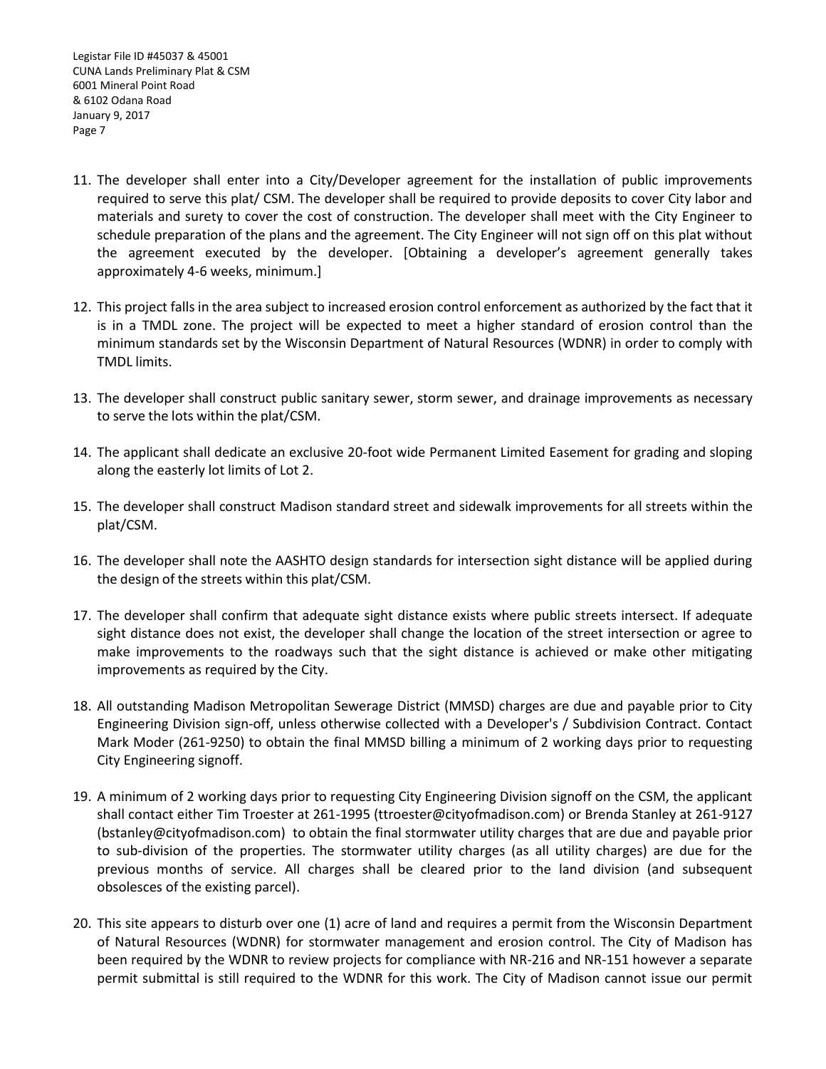11. The developer shall enter into a City/Developer agreement for the installation of public improvements required to serve this plat/ CSM. The developer shall be required to provide deposits to cover City labor and materials and surety to cover the cost of construction. The developer shall meet with the City Engineer to schedule preparation of the plans and the agreement. The City Engineer will not sign off on this plat without the agreement executed by the developer. [Obtaining a developer's agreement generally takes approximately 4-6 weeks, minimum.]

12. This project falls in the area subject to increased erosion control enforcement as authorized by the fact that it is in a TMDL zone. The project will be expected to meet a higher standard of erosion control than the minimum standards set by the Wisconsin Department of Natural Resources (WDNR) in order to comply with TMDL limits.

13. The developer shall construct public sanitary sewer, storm sewer, and drainage improvements as necessary to serve the lots within the plat/CSM.

14. The applicant shall dedicate an exclusive 20-foot wide Permanent Limited Easement for grading and sloping along the easterly lot limits of Lot 2.

15. The developer shall construct Madison standard street and sidewalk improvements for all streets within the plat/CSM.

16. The developer shall note the AASHTO design standards for intersection sight distance will be applied during the design of the streets within this plat/CSM.

17. The developer shall confirm that adequate sight distance exists where public streets intersect. If adequate sight distance does not exist, the developer shall change the location of the street intersection or agree to make improvements to the roadways such that the sight distance is achieved or make other mitigating improvements as required by the City.

18. All outstanding Madison Metropolitan Sewerage District (MMSD) charges are due and payable prior to City Engineering Division sign-off, unless otherwise collected with a Developer's / Subdivision Contract. Contact Mark Moder (261-9250) to obtain the final MMSD billing a minimum of 2 working days prior to requesting City Engineering signoff.

19. A minimum of 2 working days prior to requesting City Engineering Division signoff on the CSM, the applicant shall contact either Tim Troester at 261-1995 (ttroester@cityofmadison.com) or Brenda Stanley at 261-9127 (bstanley@cityofmadison.com) to obtain the final stormwater utility charges that are due and payable prior to sub-division of the properties. The stormwater utility charges (as all utility charges) are due for the previous months of service. All charges shall be cleared prior to the land division (and subsequent obsolesces of the existing parcel).

20. This site appears to disturb over one (1) acre of land and requires a permit from the Wisconsin Department of Natural Resources (WDNR) for stormwater management and erosion control. The City of Madison has been required by the WDNR to review projects for compliance with NR-216 and NR-151 however a separate permit submittal is still required to the WDNR for this work. The City of Madison cannot issue our permit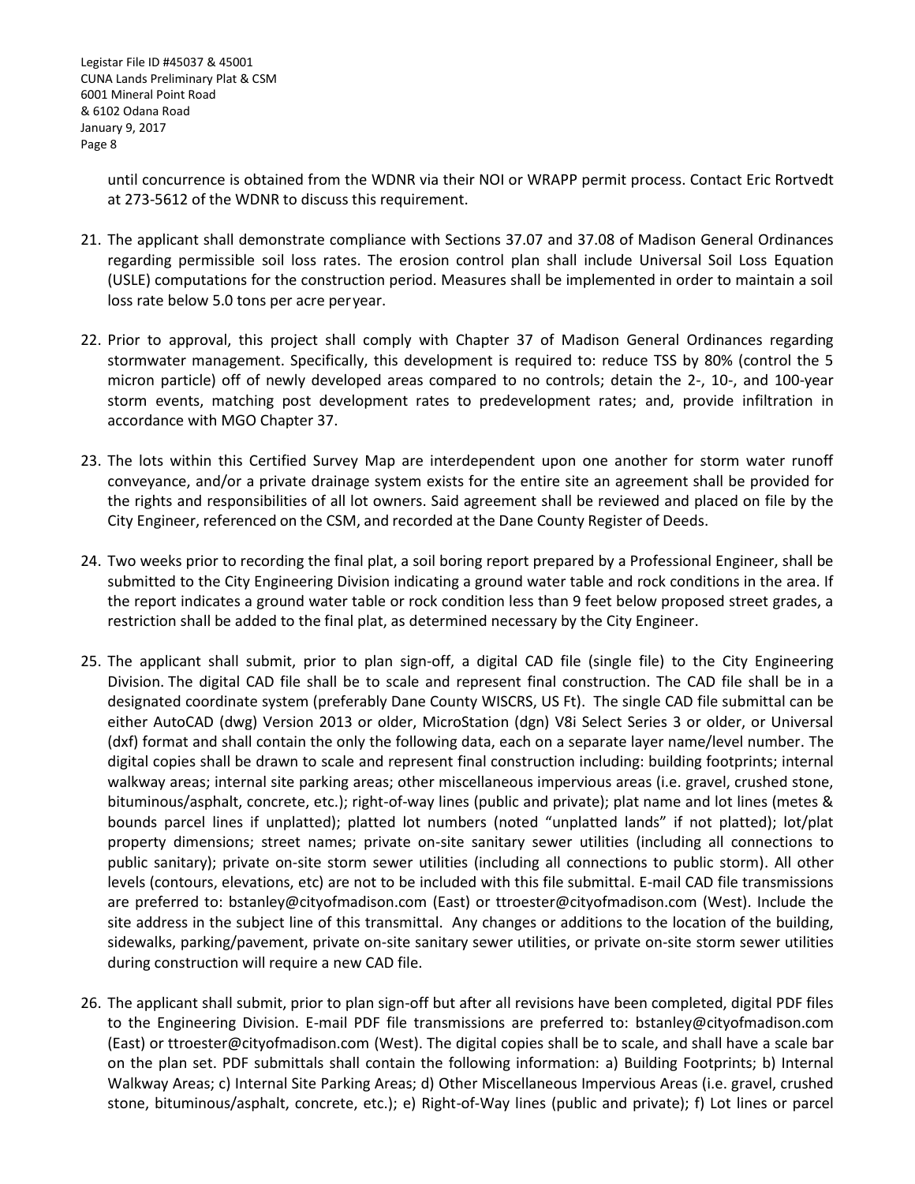until concurrence is obtained from the WDNR via their NOI or WRAPP permit process. Contact Eric Rortvedt at 273-5612 of the WDNR to discuss this requirement.

21. The applicant shall demonstrate compliance with Sections 37.07 and 37.08 of Madison General Ordinances regarding permissible soil loss rates. The erosion control plan shall include Universal Soil Loss Equation (USLE) computations for the construction period. Measures shall be implemented in order to maintain a soil loss rate below 5.0 tons per acre peryear.

22. Prior to approval, this project shall comply with Chapter 37 of Madison General Ordinances regarding stormwater management. Specifically, this development is required to: reduce TSS by 80% (control the 5 micron particle) off of newly developed areas compared to no controls; detain the 2-, 10-, and 100-year storm events, matching post development rates to predevelopment rates; and, provide infiltration in accordance with MGO Chapter 37.

23. The lots within this Certified Survey Map are interdependent upon one another for storm water runoff conveyance, and/or a private drainage system exists for the entire site an agreement shall be provided for the rights and responsibilities of all lot owners. Said agreement shall be reviewed and placed on file by the City Engineer, referenced on the CSM, and recorded at the Dane County Register of Deeds.

24. Two weeks prior to recording the final plat, a soil boring report prepared by a Professional Engineer, shall be submitted to the City Engineering Division indicating a ground water table and rock conditions in the area. If the report indicates a ground water table or rock condition less than 9 feet below proposed street grades, a restriction shall be added to the final plat, as determined necessary by the City Engineer.

25. The applicant shall submit, prior to plan sign-off, a digital CAD file (single file) to the City Engineering Division. The digital CAD file shall be to scale and represent final construction. The CAD file shall be in a designated coordinate system (preferably Dane County WISCRS, US Ft). The single CAD file submittal can be either AutoCAD (dwg) Version 2013 or older, MicroStation (dgn) V8i Select Series 3 or older, or Universal (dxf) format and shall contain the only the following data, each on a separate layer name/level number. The digital copies shall be drawn to scale and represent final construction including: building footprints; internal walkway areas; internal site parking areas; other miscellaneous impervious areas (i.e. gravel, crushed stone, bituminous/asphalt, concrete, etc.); right-of-way lines (public and private); plat name and lot lines (metes & bounds parcel lines if unplatted); platted lot numbers (noted "unplatted lands" if not platted); lot/plat property dimensions; street names; private on-site sanitary sewer utilities (including all connections to public sanitary); private on-site storm sewer utilities (including all connections to public storm). All other levels (contours, elevations, etc) are not to be included with this file submittal. E-mail CAD file transmissions are preferred to: bstanley@cityofmadison.com (East) or ttroester@cityofmadison.com (West). Include the site address in the subject line of this transmittal. Any changes or additions to the location of the building, sidewalks, parking/pavement, private on-site sanitary sewer utilities, or private on-site storm sewer utilities during construction will require a new CAD file.

26. The applicant shall submit, prior to plan sign-off but after all revisions have been completed, digital PDF files to the Engineering Division. E-mail PDF file transmissions are preferred to: bstanley@cityofmadison.com (East) or ttroester@cityofmadison.com (West). The digital copies shall be to scale, and shall have a scale bar on the plan set. PDF submittals shall contain the following information: a) Building Footprints; b) Internal Walkway Areas; c) Internal Site Parking Areas; d) Other Miscellaneous Impervious Areas (i.e. gravel, crushed stone, bituminous/asphalt, concrete, etc.); e) Right-of-Way lines (public and private); f) Lot lines or parcel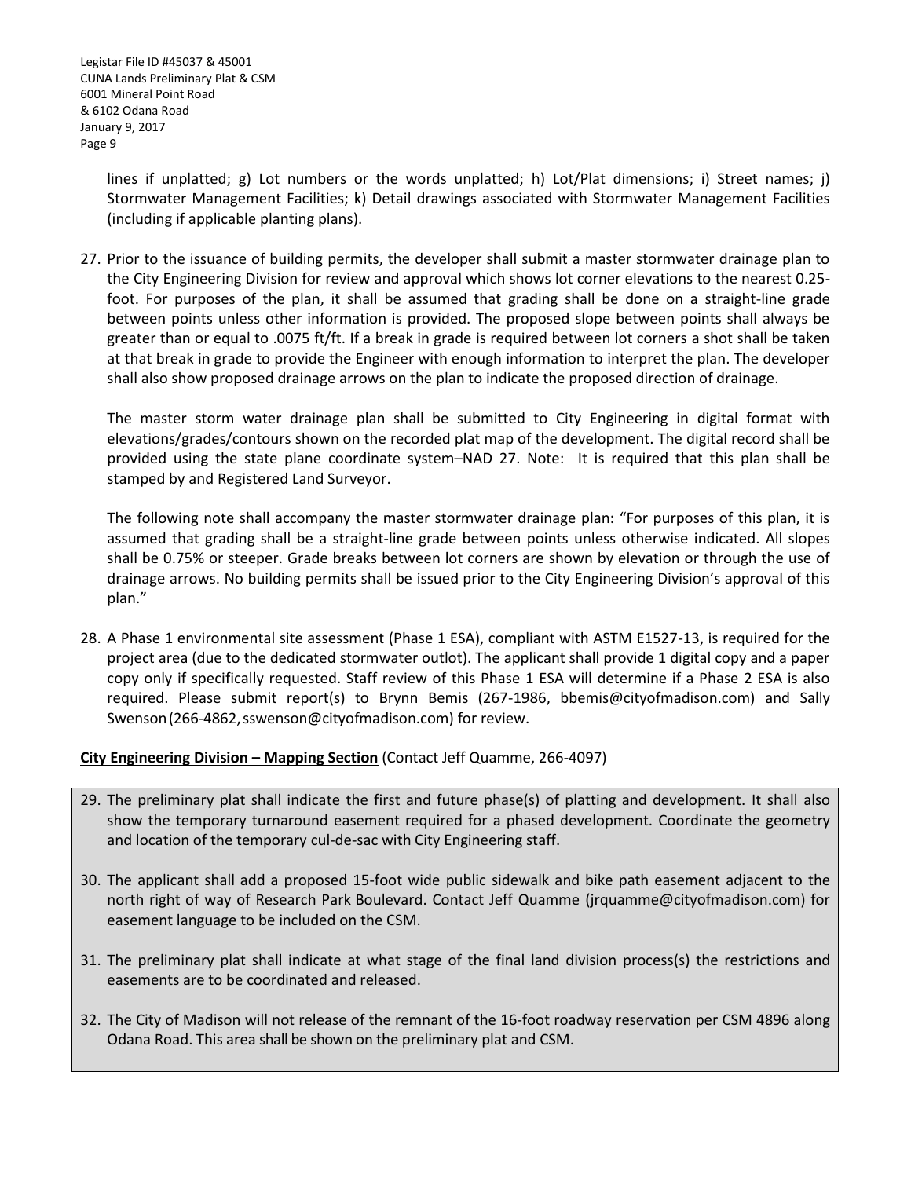lines if unplatted; g) Lot numbers or the words unplatted; h) Lot/Plat dimensions; i) Street names; j) Stormwater Management Facilities; k) Detail drawings associated with Stormwater Management Facilities (including if applicable planting plans).

27. Prior to the issuance of building permits, the developer shall submit a master stormwater drainage plan to the City Engineering Division for review and approval which shows lot corner elevations to the nearest 0.25-foot. For purposes of the plan, it shall be assumed that grading shall be done on a straight-line grade between points unless other information is provided. The proposed slope between points shall always be greater than or equal to .0075 ft/ft. If a break in grade is required between lot corners a shot shall be taken at that break in grade to provide the Engineer with enough information to interpret the plan. The developer shall also show proposed drainage arrows on the plan to indicate the proposed direction of drainage.

    The master storm water drainage plan shall be submitted to City Engineering in digital format with elevations/grades/contours shown on the recorded plat map of the development. The digital record shall be provided using the state plane coordinate system–NAD 27. Note: It is required that this plan shall be stamped by and Registered Land Surveyor.

    The following note shall accompany the master stormwater drainage plan: "For purposes of this plan, it is assumed that grading shall be a straight-line grade between points unless otherwise indicated. All slopes shall be 0.75% or steeper. Grade breaks between lot corners are shown by elevation or through the use of drainage arrows. No building permits shall be issued prior to the City Engineering Division's approval of this plan."

28. A Phase 1 environmental site assessment (Phase 1 ESA), compliant with ASTM E1527-13, is required for the project area (due to the dedicated stormwater outlot). The applicant shall provide 1 digital copy and a paper copy only if specifically requested. Staff review of this Phase 1 ESA will determine if a Phase 2 ESA is also required. Please submit report(s) to Brynn Bemis (267-1986, bbemis@cityofmadison.com) and Sally Swenson (266-4862, sswenson@cityofmadison.com) for review.

**City Engineering Division – Mapping Section** (Contact Jeff Quamme, 266-4097)

29. The preliminary plat shall indicate the first and future phase(s) of platting and development. It shall also show the temporary turnaround easement required for a phased development. Coordinate the geometry and location of the temporary cul-de-sac with City Engineering staff.

30. The applicant shall add a proposed 15-foot wide public sidewalk and bike path easement adjacent to the north right of way of Research Park Boulevard. Contact Jeff Quamme (jrquamme@cityofmadison.com) for easement language to be included on the CSM.

31. The preliminary plat shall indicate at what stage of the final land division process(s) the restrictions and easements are to be coordinated and released.

32. The City of Madison will not release of the remnant of the 16-foot roadway reservation per CSM 4896 along Odana Road. This area shall be shown on the preliminary plat and CSM.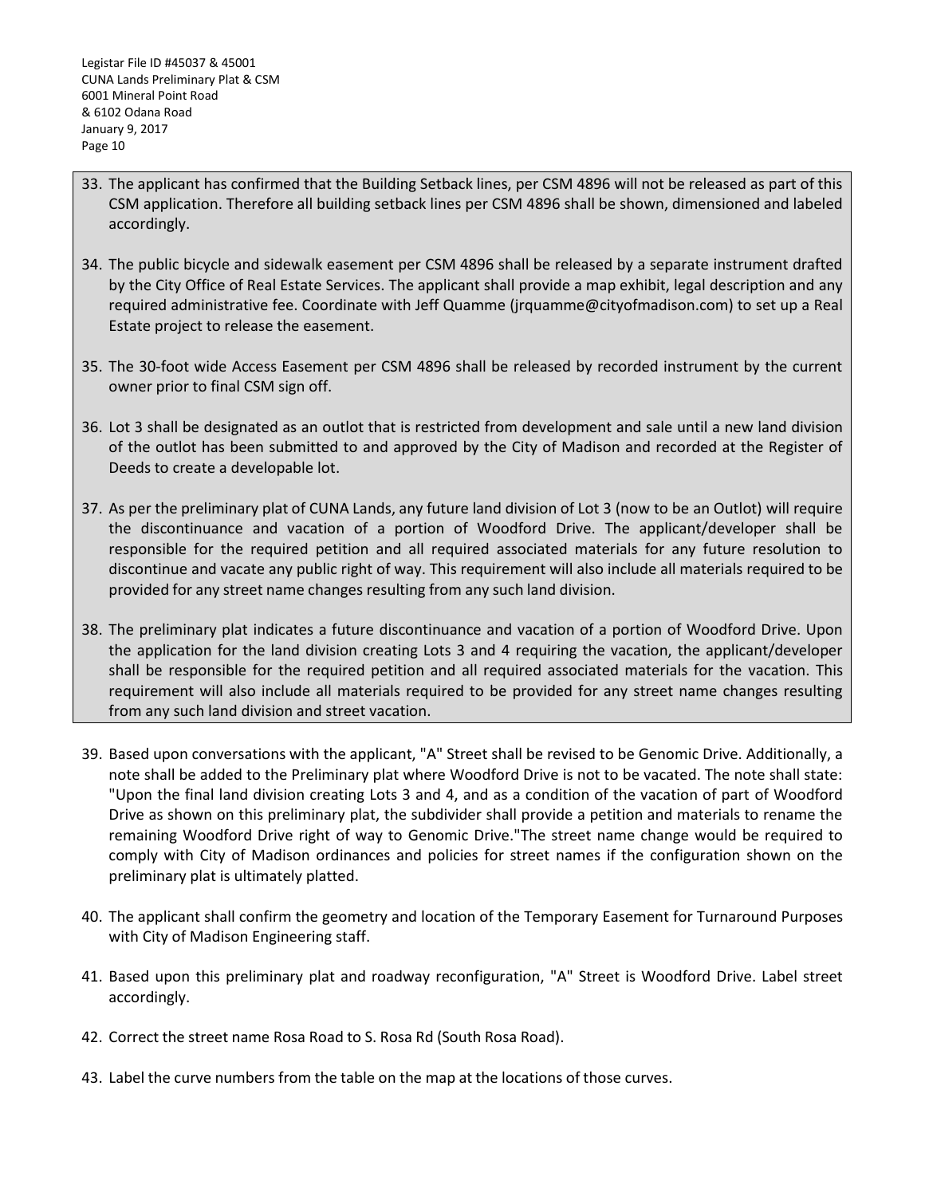33. The applicant has confirmed that the Building Setback lines, per CSM 4896 will not be released as part of this CSM application. Therefore all building setback lines per CSM 4896 shall be shown, dimensioned and labeled accordingly.

34. The public bicycle and sidewalk easement per CSM 4896 shall be released by a separate instrument drafted by the City Office of Real Estate Services. The applicant shall provide a map exhibit, legal description and any required administrative fee. Coordinate with Jeff Quamme (jrquamme@cityofmadison.com) to set up a Real Estate project to release the easement.

35. The 30-foot wide Access Easement per CSM 4896 shall be released by recorded instrument by the current owner prior to final CSM sign off.

36. Lot 3 shall be designated as an outlot that is restricted from development and sale until a new land division of the outlot has been submitted to and approved by the City of Madison and recorded at the Register of Deeds to create a developable lot.

37. As per the preliminary plat of CUNA Lands, any future land division of Lot 3 (now to be an Outlot) will require the discontinuance and vacation of a portion of Woodford Drive. The applicant/developer shall be responsible for the required petition and all required associated materials for any future resolution to discontinue and vacate any public right of way. This requirement will also include all materials required to be provided for any street name changes resulting from any such land division.

38. The preliminary plat indicates a future discontinuance and vacation of a portion of Woodford Drive. Upon the application for the land division creating Lots 3 and 4 requiring the vacation, the applicant/developer shall be responsible for the required petition and all required associated materials for the vacation. This requirement will also include all materials required to be provided for any street name changes resulting from any such land division and street vacation.

39. Based upon conversations with the applicant, "A" Street shall be revised to be Genomic Drive. Additionally, a note shall be added to the Preliminary plat where Woodford Drive is not to be vacated. The note shall state: "Upon the final land division creating Lots 3 and 4, and as a condition of the vacation of part of Woodford Drive as shown on this preliminary plat, the subdivider shall provide a petition and materials to rename the remaining Woodford Drive right of way to Genomic Drive."The street name change would be required to comply with City of Madison ordinances and policies for street names if the configuration shown on the preliminary plat is ultimately platted.

40. The applicant shall confirm the geometry and location of the Temporary Easement for Turnaround Purposes with City of Madison Engineering staff.

41. Based upon this preliminary plat and roadway reconfiguration, "A" Street is Woodford Drive. Label street accordingly.

42. Correct the street name Rosa Road to S. Rosa Rd (South Rosa Road).

43. Label the curve numbers from the table on the map at the locations of those curves.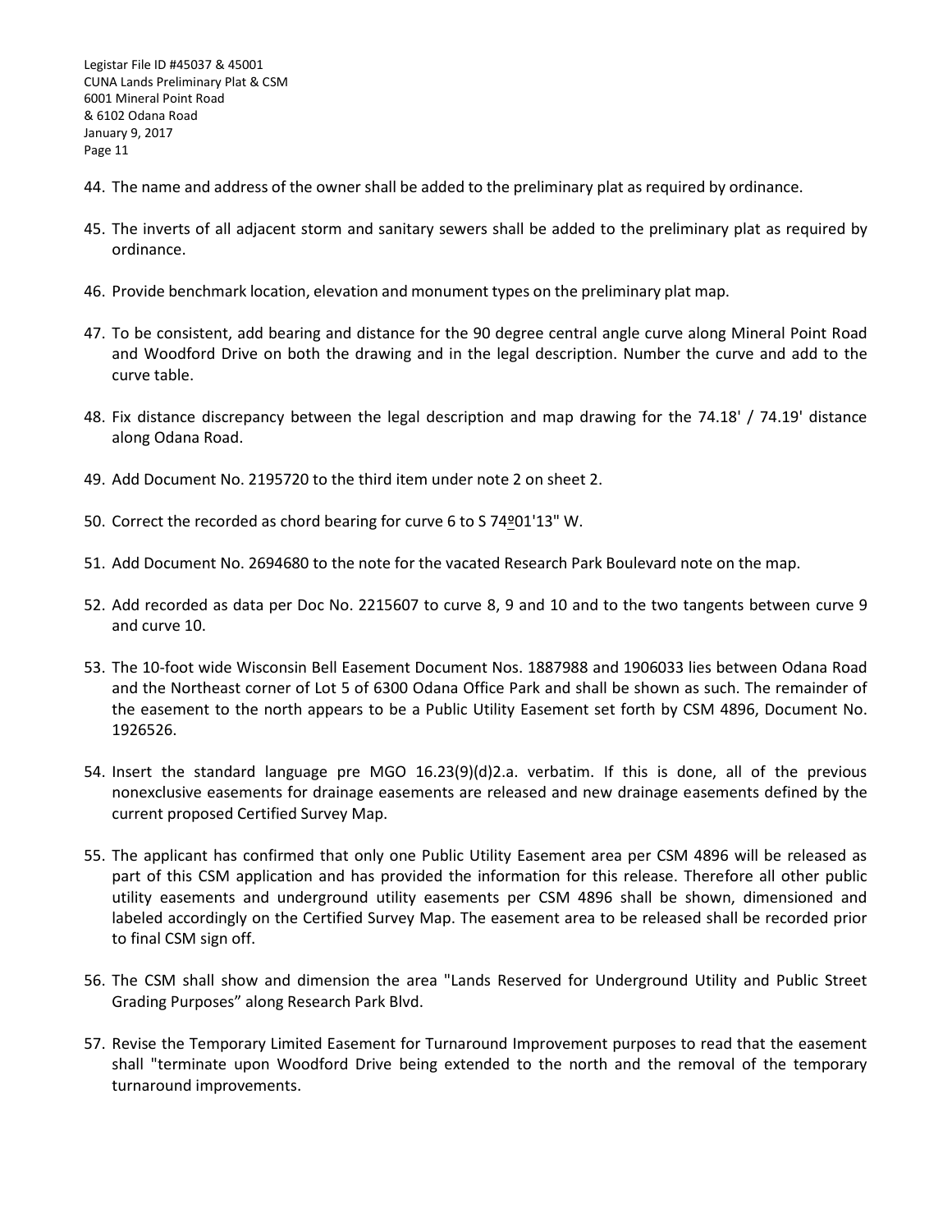44. The name and address of the owner shall be added to the preliminary plat as required by ordinance.

45. The inverts of all adjacent storm and sanitary sewers shall be added to the preliminary plat as required by ordinance.

46. Provide benchmark location, elevation and monument types on the preliminary plat map.

47. To be consistent, add bearing and distance for the 90 degree central angle curve along Mineral Point Road and Woodford Drive on both the drawing and in the legal description. Number the curve and add to the curve table.

48. Fix distance discrepancy between the legal description and map drawing for the 74.18' / 74.19' distance along Odana Road.

49. Add Document No. 2195720 to the third item under note 2 on sheet 2.

50. Correct the recorded as chord bearing for curve 6 to S 74º01'13" W.

51. Add Document No. 2694680 to the note for the vacated Research Park Boulevard note on the map.

52. Add recorded as data per Doc No. 2215607 to curve 8, 9 and 10 and to the two tangents between curve 9 and curve 10.

53. The 10-foot wide Wisconsin Bell Easement Document Nos. 1887988 and 1906033 lies between Odana Road and the Northeast corner of Lot 5 of 6300 Odana Office Park and shall be shown as such. The remainder of the easement to the north appears to be a Public Utility Easement set forth by CSM 4896, Document No. 1926526.

54. Insert the standard language pre MGO 16.23(9)(d)2.a. verbatim. If this is done, all of the previous nonexclusive easements for drainage easements are released and new drainage easements defined by the current proposed Certified Survey Map.

55. The applicant has confirmed that only one Public Utility Easement area per CSM 4896 will be released as part of this CSM application and has provided the information for this release. Therefore all other public utility easements and underground utility easements per CSM 4896 shall be shown, dimensioned and labeled accordingly on the Certified Survey Map. The easement area to be released shall be recorded prior to final CSM sign off.

56. The CSM shall show and dimension the area "Lands Reserved for Underground Utility and Public Street Grading Purposes" along Research Park Blvd.

57. Revise the Temporary Limited Easement for Turnaround Improvement purposes to read that the easement shall "terminate upon Woodford Drive being extended to the north and the removal of the temporary turnaround improvements.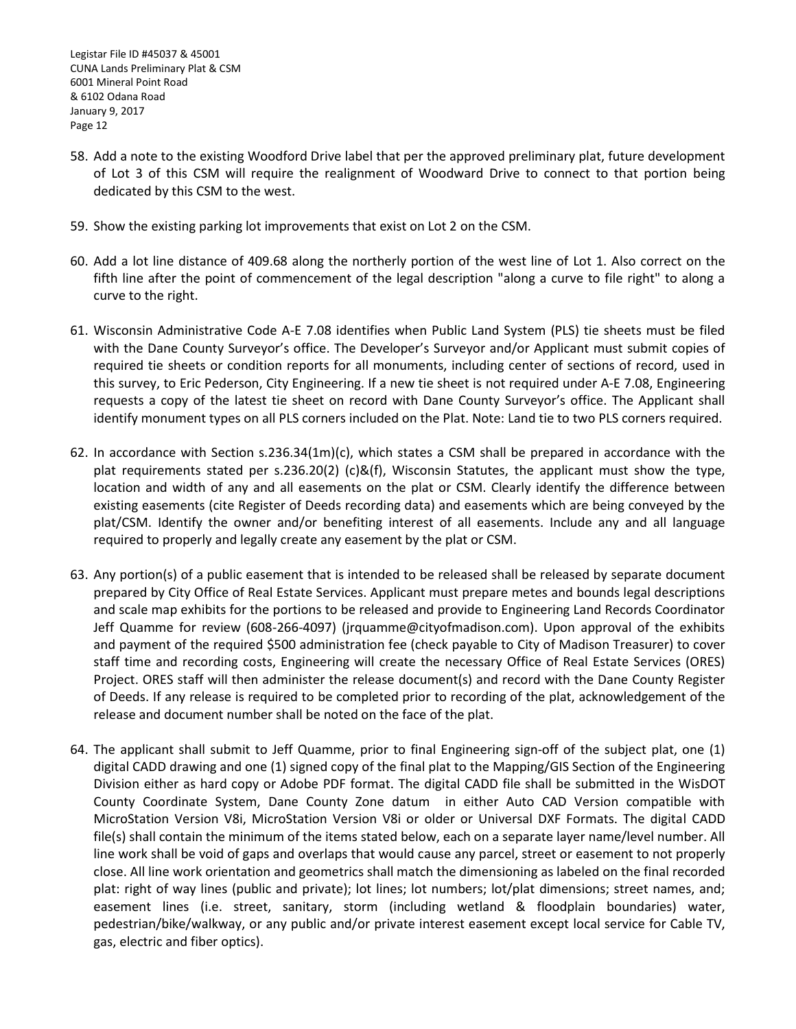58. Add a note to the existing Woodford Drive label that per the approved preliminary plat, future development of Lot 3 of this CSM will require the realignment of Woodward Drive to connect to that portion being dedicated by this CSM to the west.

59. Show the existing parking lot improvements that exist on Lot 2 on the CSM.

60. Add a lot line distance of 409.68 along the northerly portion of the west line of Lot 1. Also correct on the fifth line after the point of commencement of the legal description "along a curve to file right" to along a curve to the right.

61. Wisconsin Administrative Code A-E 7.08 identifies when Public Land System (PLS) tie sheets must be filed with the Dane County Surveyor's office. The Developer's Surveyor and/or Applicant must submit copies of required tie sheets or condition reports for all monuments, including center of sections of record, used in this survey, to Eric Pederson, City Engineering. If a new tie sheet is not required under A-E 7.08, Engineering requests a copy of the latest tie sheet on record with Dane County Surveyor's office. The Applicant shall identify monument types on all PLS corners included on the Plat. Note: Land tie to two PLS corners required.

62. In accordance with Section s.236.34(1m)(c), which states a CSM shall be prepared in accordance with the plat requirements stated per s.236.20(2) (c)&(f), Wisconsin Statutes, the applicant must show the type, location and width of any and all easements on the plat or CSM. Clearly identify the difference between existing easements (cite Register of Deeds recording data) and easements which are being conveyed by the plat/CSM. Identify the owner and/or benefiting interest of all easements. Include any and all language required to properly and legally create any easement by the plat or CSM.

63. Any portion(s) of a public easement that is intended to be released shall be released by separate document prepared by City Office of Real Estate Services. Applicant must prepare metes and bounds legal descriptions and scale map exhibits for the portions to be released and provide to Engineering Land Records Coordinator Jeff Quamme for review (608-266-4097) (jrquamme@cityofmadison.com). Upon approval of the exhibits and payment of the required $500 administration fee (check payable to City of Madison Treasurer) to cover staff time and recording costs, Engineering will create the necessary Office of Real Estate Services (ORES) Project. ORES staff will then administer the release document(s) and record with the Dane County Register of Deeds. If any release is required to be completed prior to recording of the plat, acknowledgement of the release and document number shall be noted on the face of the plat.

64. The applicant shall submit to Jeff Quamme, prior to final Engineering sign-off of the subject plat, one (1) digital CADD drawing and one (1) signed copy of the final plat to the Mapping/GIS Section of the Engineering Division either as hard copy or Adobe PDF format. The digital CADD file shall be submitted in the WisDOT County Coordinate System, Dane County Zone datum in either Auto CAD Version compatible with MicroStation Version V8i, MicroStation Version V8i or older or Universal DXF Formats. The digital CADD file(s) shall contain the minimum of the items stated below, each on a separate layer name/level number. All line work shall be void of gaps and overlaps that would cause any parcel, street or easement to not properly close. All line work orientation and geometrics shall match the dimensioning as labeled on the final recorded plat: right of way lines (public and private); lot lines; lot numbers; lot/plat dimensions; street names, and; easement lines (i.e. street, sanitary, storm (including wetland & floodplain boundaries) water, pedestrian/bike/walkway, or any public and/or private interest easement except local service for Cable TV, gas, electric and fiber optics).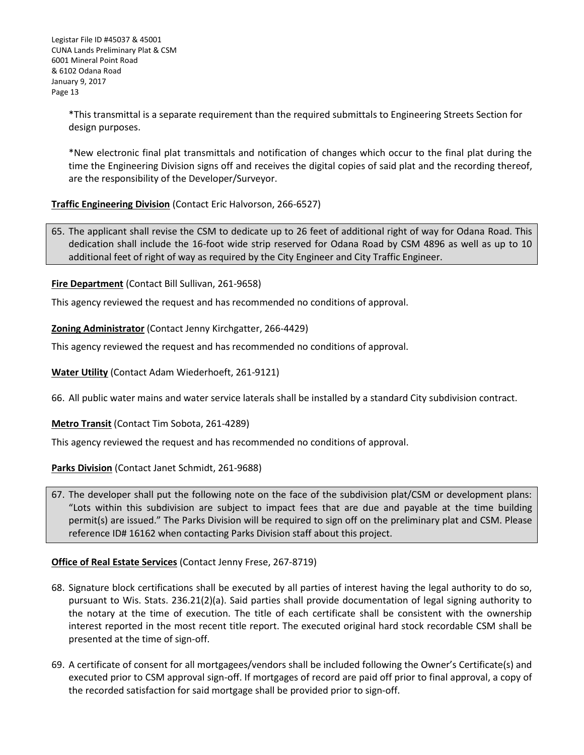*This transmittal is a separate requirement than the required submittals to Engineering Streets Section for design purposes.

*New electronic final plat transmittals and notification of changes which occur to the final plat during the time the Engineering Division signs off and receives the digital copies of said plat and the recording thereof, are the responsibility of the Developer/Surveyor.

**Traffic Engineering Division** (Contact Eric Halvorson, 266-6527)

65. The applicant shall revise the CSM to dedicate up to 26 feet of additional right of way for Odana Road. This dedication shall include the 16-foot wide strip reserved for Odana Road by CSM 4896 as well as up to 10 additional feet of right of way as required by the City Engineer and City Traffic Engineer.

**Fire Department** (Contact Bill Sullivan, 261-9658)

This agency reviewed the request and has recommended no conditions of approval.

**Zoning Administrator** (Contact Jenny Kirchgatter, 266-4429)

This agency reviewed the request and has recommended no conditions of approval.

**Water Utility** (Contact Adam Wiederhoeft, 261-9121)

66. All public water mains and water service laterals shall be installed by a standard City subdivision contract.

**Metro Transit** (Contact Tim Sobota, 261-4289)

This agency reviewed the request and has recommended no conditions of approval.

**Parks Division** (Contact Janet Schmidt, 261-9688)

67. The developer shall put the following note on the face of the subdivision plat/CSM or development plans: "Lots within this subdivision are subject to impact fees that are due and payable at the time building permit(s) are issued." The Parks Division will be required to sign off on the preliminary plat and CSM. Please reference ID# 16162 when contacting Parks Division staff about this project.

**Office of Real Estate Services** (Contact Jenny Frese, 267-8719)

68. Signature block certifications shall be executed by all parties of interest having the legal authority to do so, pursuant to Wis. Stats. 236.21(2)(a). Said parties shall provide documentation of legal signing authority to the notary at the time of execution. The title of each certificate shall be consistent with the ownership interest reported in the most recent title report. The executed original hard stock recordable CSM shall be presented at the time of sign-off.

69. A certificate of consent for all mortgagees/vendors shall be included following the Owner's Certificate(s) and executed prior to CSM approval sign-off. If mortgages of record are paid off prior to final approval, a copy of the recorded satisfaction for said mortgage shall be provided prior to sign-off.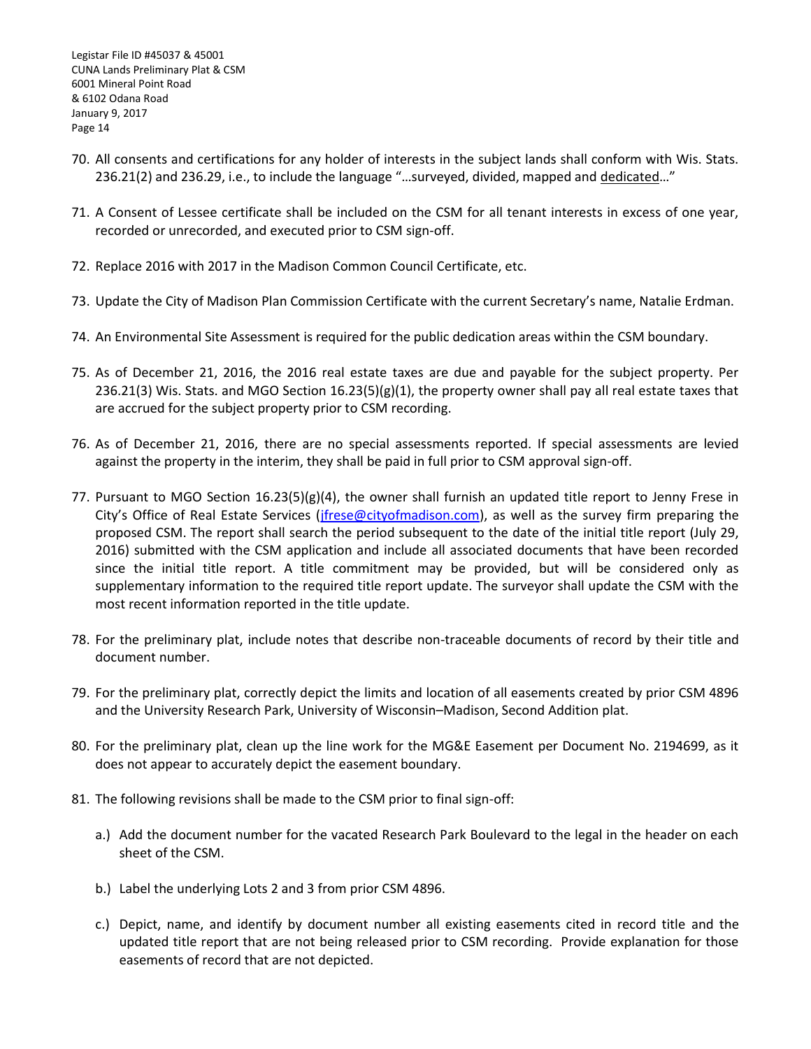70. All consents and certifications for any holder of interests in the subject lands shall conform with Wis. Stats. 236.21(2) and 236.29, i.e., to include the language "…surveyed, divided, mapped and dedicated…"

71. A Consent of Lessee certificate shall be included on the CSM for all tenant interests in excess of one year, recorded or unrecorded, and executed prior to CSM sign-off.

72. Replace 2016 with 2017 in the Madison Common Council Certificate, etc.

73. Update the City of Madison Plan Commission Certificate with the current Secretary's name, Natalie Erdman.

74. An Environmental Site Assessment is required for the public dedication areas within the CSM boundary.

75. As of December 21, 2016, the 2016 real estate taxes are due and payable for the subject property. Per 236.21(3) Wis. Stats. and MGO Section 16.23(5)(g)(1), the property owner shall pay all real estate taxes that are accrued for the subject property prior to CSM recording.

76. As of December 21, 2016, there are no special assessments reported. If special assessments are levied against the property in the interim, they shall be paid in full prior to CSM approval sign-off.

77. Pursuant to MGO Section 16.23(5)(g)(4), the owner shall furnish an updated title report to Jenny Frese in City's Office of Real Estate Services (jfrese@cityofmadison.com), as well as the survey firm preparing the proposed CSM. The report shall search the period subsequent to the date of the initial title report (July 29, 2016) submitted with the CSM application and include all associated documents that have been recorded since the initial title report. A title commitment may be provided, but will be considered only as supplementary information to the required title report update. The surveyor shall update the CSM with the most recent information reported in the title update.

78. For the preliminary plat, include notes that describe non-traceable documents of record by their title and document number.

79. For the preliminary plat, correctly depict the limits and location of all easements created by prior CSM 4896 and the University Research Park, University of Wisconsin–Madison, Second Addition plat.

80. For the preliminary plat, clean up the line work for the MG&E Easement per Document No. 2194699, as it does not appear to accurately depict the easement boundary.

81. The following revisions shall be made to the CSM prior to final sign-off:

    a.) Add the document number for the vacated Research Park Boulevard to the legal in the header on each sheet of the CSM.

    b.) Label the underlying Lots 2 and 3 from prior CSM 4896.

    c.) Depict, name, and identify by document number all existing easements cited in record title and the updated title report that are not being released prior to CSM recording. Provide explanation for those easements of record that are not depicted.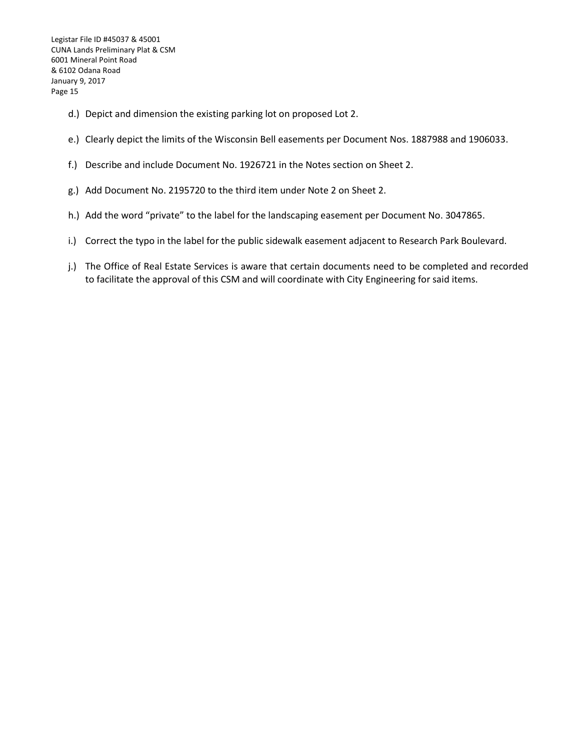d.) Depict and dimension the existing parking lot on proposed Lot 2.

e.) Clearly depict the limits of the Wisconsin Bell easements per Document Nos. 1887988 and 1906033.

f.) Describe and include Document No. 1926721 in the Notes section on Sheet 2.

g.) Add Document No. 2195720 to the third item under Note 2 on Sheet 2.

h.) Add the word "private" to the label for the landscaping easement per Document No. 3047865.

i.) Correct the typo in the label for the public sidewalk easement adjacent to Research Park Boulevard.

j.) The Office of Real Estate Services is aware that certain documents need to be completed and recorded to facilitate the approval of this CSM and will coordinate with City Engineering for said items.